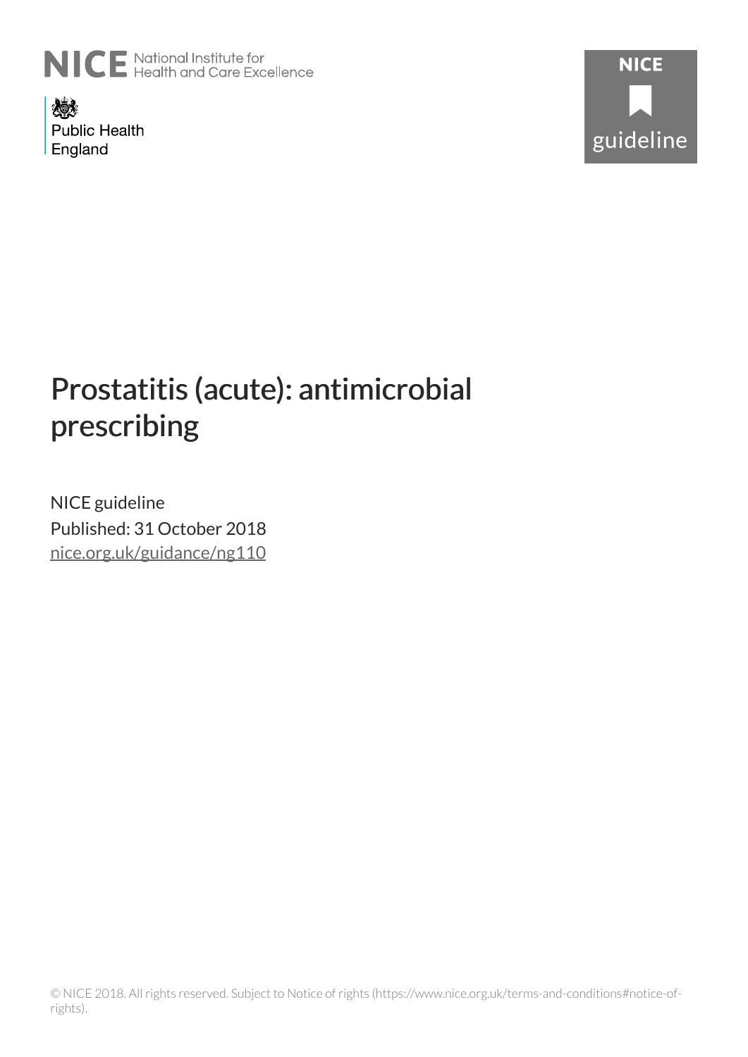NICE National Institute for Health and Care Excellence

Public Health England

NICE guideline

# Prostatitis (acute): antimicrobial prescribing

NICE guideline

Published: 31 October 2018

nice.org.uk/guidance/ng110

© NICE 2018. All rights reserved. Subject to Notice of rights (https://www.nice.org.uk/terms-and-conditions#notice-of-rights).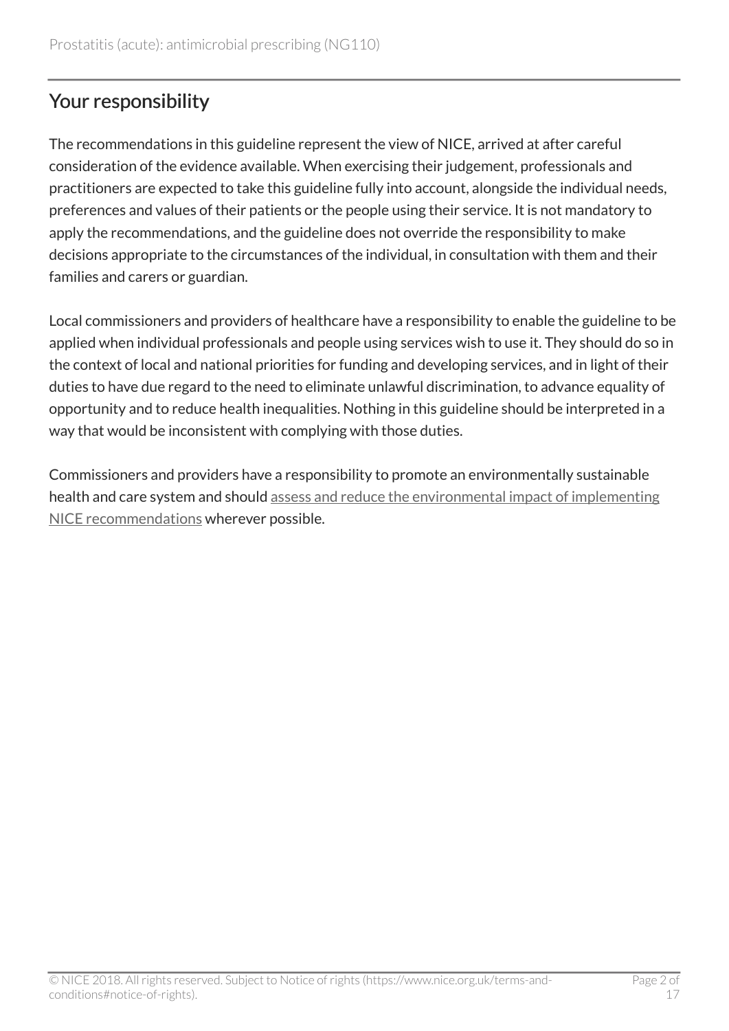## Your responsibility

The recommendations in this guideline represent the view of NICE, arrived at after careful consideration of the evidence available. When exercising their judgement, professionals and practitioners are expected to take this guideline fully into account, alongside the individual needs, preferences and values of their patients or the people using their service. It is not mandatory to apply the recommendations, and the guideline does not override the responsibility to make decisions appropriate to the circumstances of the individual, in consultation with them and their families and carers or guardian.

Local commissioners and providers of healthcare have a responsibility to enable the guideline to be applied when individual professionals and people using services wish to use it. They should do so in the context of local and national priorities for funding and developing services, and in light of their duties to have due regard to the need to eliminate unlawful discrimination, to advance equality of opportunity and to reduce health inequalities. Nothing in this guideline should be interpreted in a way that would be inconsistent with complying with those duties.

Commissioners and providers have a responsibility to promote an environmentally sustainable health and care system and should assess and reduce the environmental impact of implementing NICE recommendations wherever possible.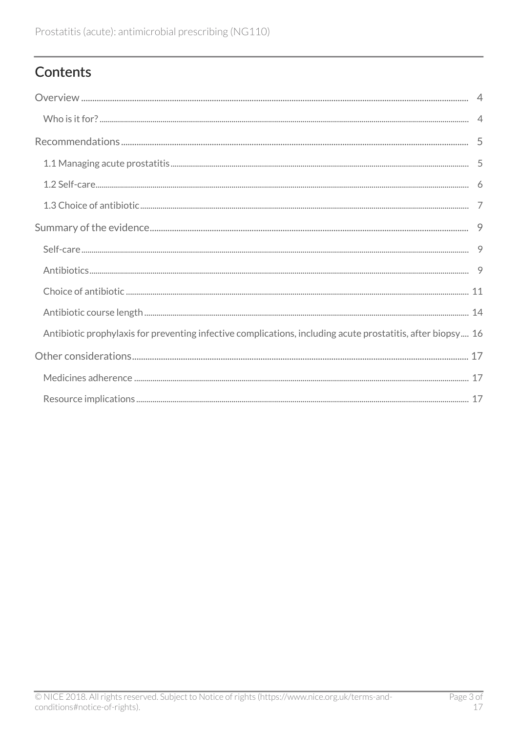## Contents

Overview ..... 4

- Who is it for? ..... 4

Recommendations ..... 5

- 1.1 Managing acute prostatitis ..... 5
- 1.2 Self-care ..... 6
- 1.3 Choice of antibiotic ..... 7

Summary of the evidence ..... 9

- Self-care ..... 9
- Antibiotics ..... 9
- Choice of antibiotic ..... 11
- Antibiotic course length ..... 14
- Antibiotic prophylaxis for preventing infective complications, including acute prostatitis, after biopsy ..... 16

Other considerations ..... 17

- Medicines adherence ..... 17
- Resource implications ..... 17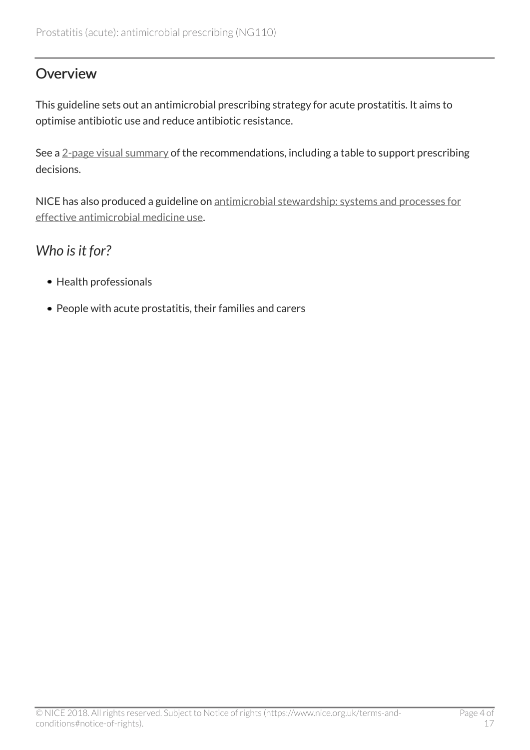## Overview

This guideline sets out an antimicrobial prescribing strategy for acute prostatitis. It aims to optimise antibiotic use and reduce antibiotic resistance.

See a 2-page visual summary of the recommendations, including a table to support prescribing decisions.

NICE has also produced a guideline on antimicrobial stewardship: systems and processes for effective antimicrobial medicine use.

### *Who is it for?*

- Health professionals
- People with acute prostatitis, their families and carers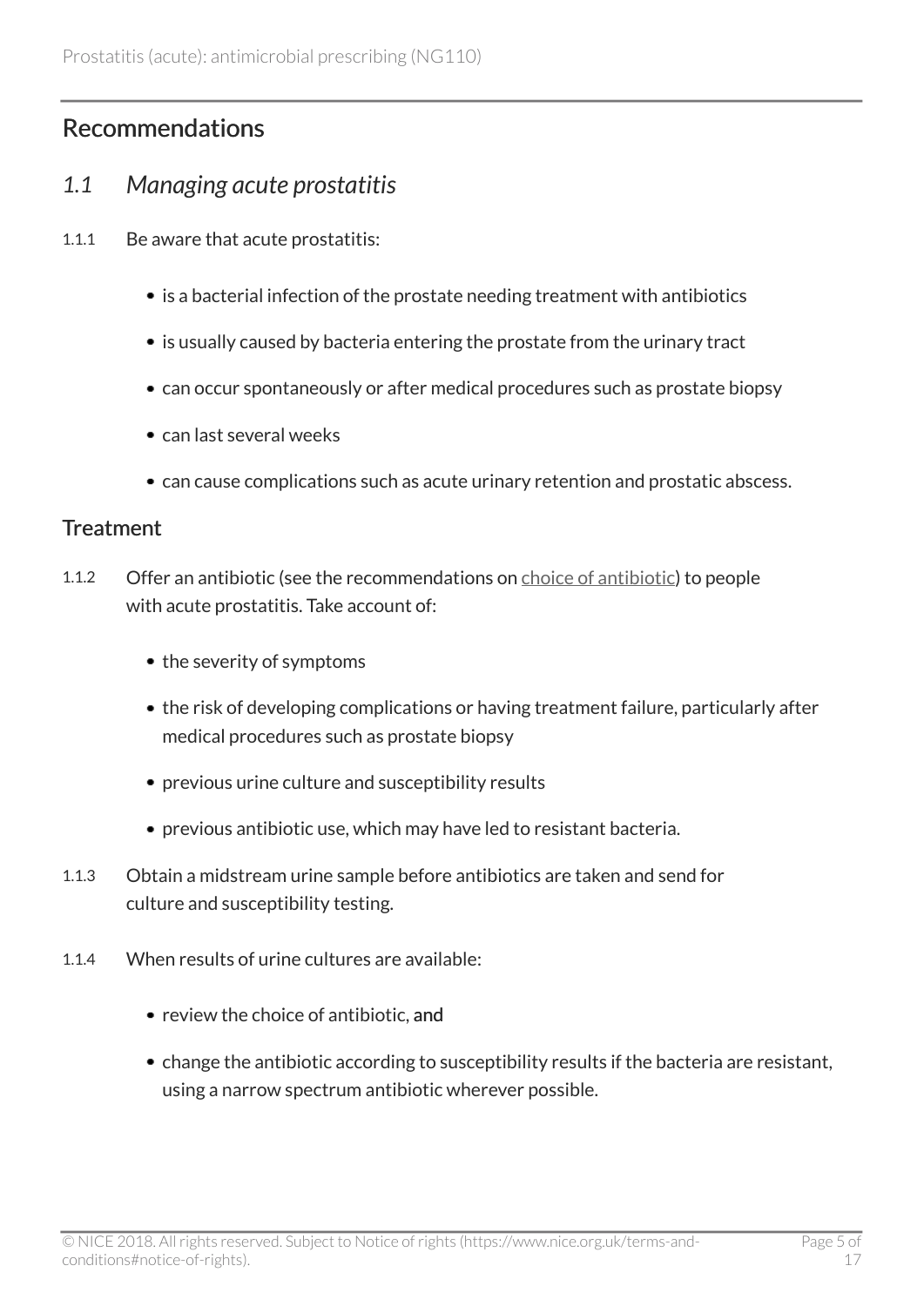## Recommendations

### *1.1 Managing acute prostatitis*

1.1.1 Be aware that acute prostatitis:

- is a bacterial infection of the prostate needing treatment with antibiotics
- is usually caused by bacteria entering the prostate from the urinary tract
- can occur spontaneously or after medical procedures such as prostate biopsy
- can last several weeks
- can cause complications such as acute urinary retention and prostatic abscess.

#### Treatment

1.1.2 Offer an antibiotic (see the recommendations on choice of antibiotic) to people with acute prostatitis. Take account of:

- the severity of symptoms
- the risk of developing complications or having treatment failure, particularly after medical procedures such as prostate biopsy
- previous urine culture and susceptibility results
- previous antibiotic use, which may have led to resistant bacteria.

1.1.3 Obtain a midstream urine sample before antibiotics are taken and send for culture and susceptibility testing.

1.1.4 When results of urine cultures are available:

- review the choice of antibiotic, and
- change the antibiotic according to susceptibility results if the bacteria are resistant, using a narrow spectrum antibiotic wherever possible.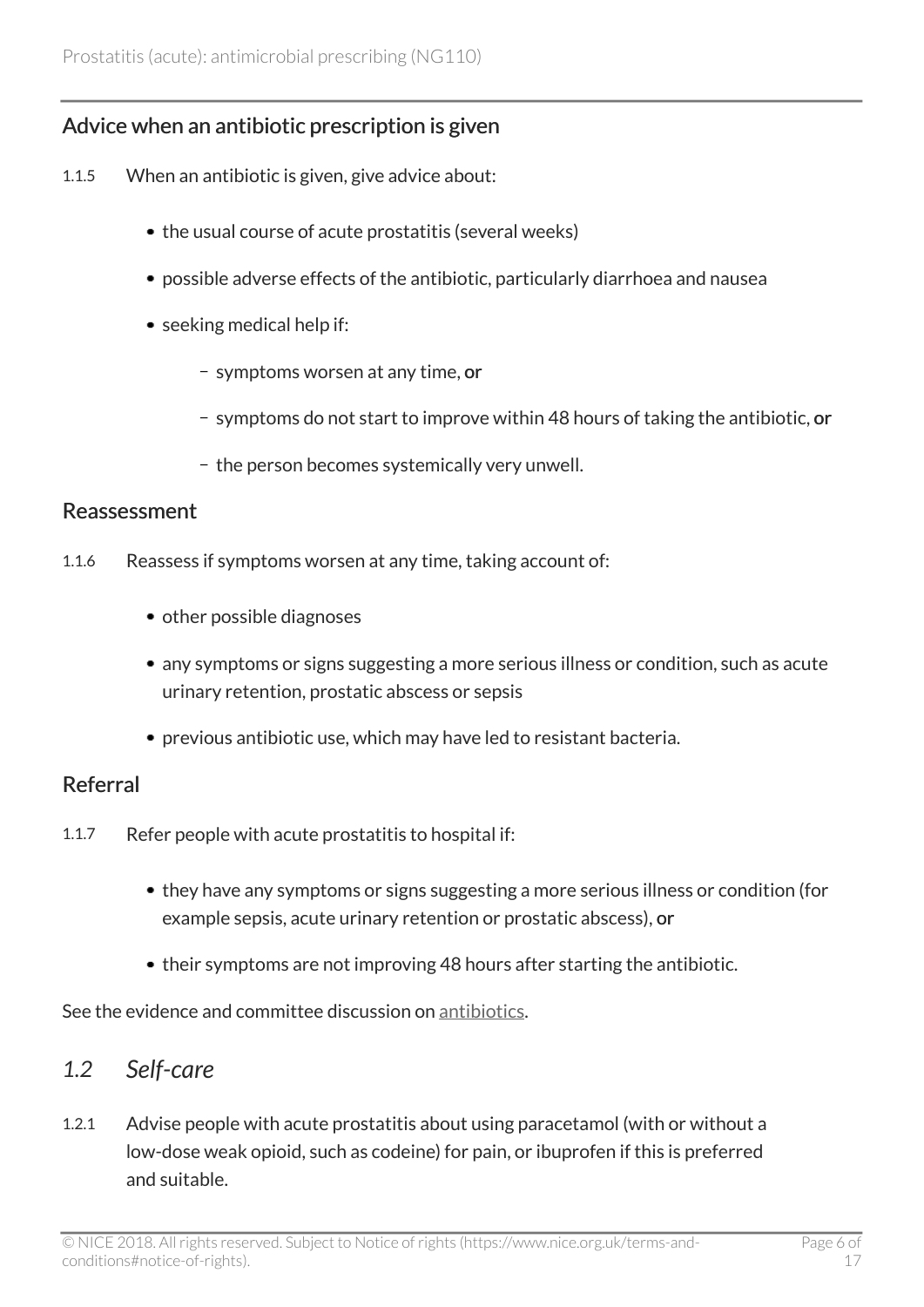### Advice when an antibiotic prescription is given

1.1.5 When an antibiotic is given, give advice about:

- the usual course of acute prostatitis (several weeks)
- possible adverse effects of the antibiotic, particularly diarrhoea and nausea
- seeking medical help if:
  - symptoms worsen at any time, **or**
  - symptoms do not start to improve within 48 hours of taking the antibiotic, **or**
  - the person becomes systemically very unwell.

### Reassessment

1.1.6 Reassess if symptoms worsen at any time, taking account of:

- other possible diagnoses
- any symptoms or signs suggesting a more serious illness or condition, such as acute urinary retention, prostatic abscess or sepsis
- previous antibiotic use, which may have led to resistant bacteria.

### Referral

1.1.7 Refer people with acute prostatitis to hospital if:

- they have any symptoms or signs suggesting a more serious illness or condition (for example sepsis, acute urinary retention or prostatic abscess), **or**
- their symptoms are not improving 48 hours after starting the antibiotic.

See the evidence and committee discussion on antibiotics.

## *1.2 Self-care*

1.2.1 Advise people with acute prostatitis about using paracetamol (with or without a low-dose weak opioid, such as codeine) for pain, or ibuprofen if this is preferred and suitable.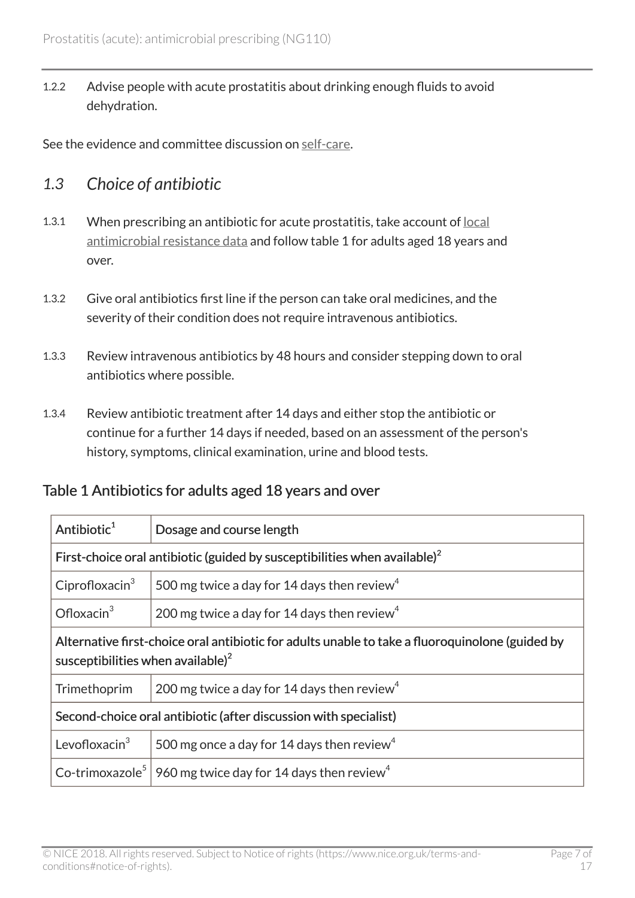1.2.2 Advise people with acute prostatitis about drinking enough fluids to avoid dehydration.

See the evidence and committee discussion on self-care.

## *1.3 Choice of antibiotic*

1.3.1 When prescribing an antibiotic for acute prostatitis, take account of local antimicrobial resistance data and follow table 1 for adults aged 18 years and over.

1.3.2 Give oral antibiotics first line if the person can take oral medicines, and the severity of their condition does not require intravenous antibiotics.

1.3.3 Review intravenous antibiotics by 48 hours and consider stepping down to oral antibiotics where possible.

1.3.4 Review antibiotic treatment after 14 days and either stop the antibiotic or continue for a further 14 days if needed, based on an assessment of the person's history, symptoms, clinical examination, urine and blood tests.

### Table 1 Antibiotics for adults aged 18 years and over

| Antibiotic[1] | Dosage and course length |
|---|---|
| **First-choice oral antibiotic (guided by susceptibilities when available)[2]** | |
| Ciprofloxacin[3] | 500 mg twice a day for 14 days then review[4] |
| Ofloxacin[3] | 200 mg twice a day for 14 days then review[4] |
| **Alternative first-choice oral antibiotic for adults unable to take a fluoroquinolone (guided by susceptibilities when available)[2]** | |
| Trimethoprim | 200 mg twice a day for 14 days then review[4] |
| **Second-choice oral antibiotic (after discussion with specialist)** | |
| Levofloxacin[3] | 500 mg once a day for 14 days then review[4] |
| Co-trimoxazole[5] | 960 mg twice day for 14 days then review[4] |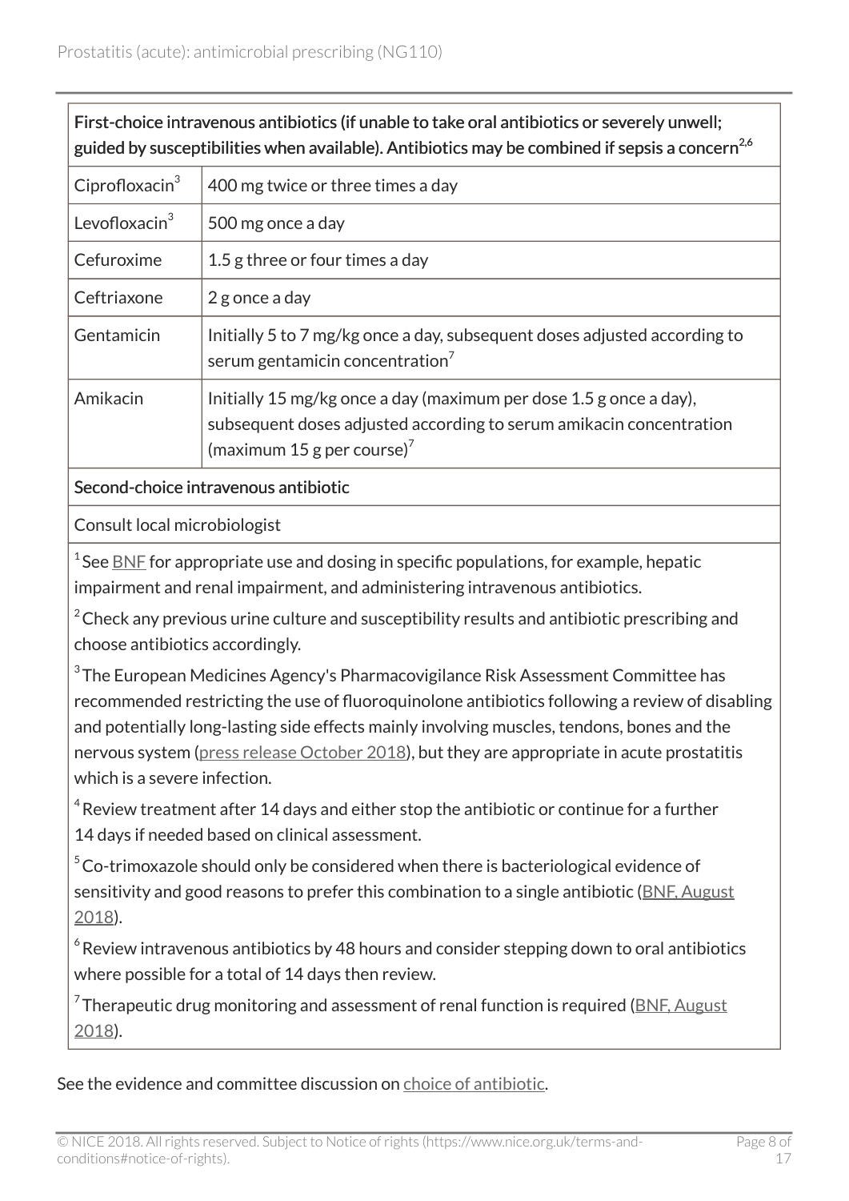| First-choice intravenous antibiotics (if unable to take oral antibiotics or severely unwell; guided by susceptibilities when available). Antibiotics may be combined if sepsis a concern[2,6] | |
|---|---|
| Ciprofloxacin[3] | 400 mg twice or three times a day |
| Levofloxacin[3] | 500 mg once a day |
| Cefuroxime | 1.5 g three or four times a day |
| Ceftriaxone | 2 g once a day |
| Gentamicin | Initially 5 to 7 mg/kg once a day, subsequent doses adjusted according to serum gentamicin concentration[7] |
| Amikacin | Initially 15 mg/kg once a day (maximum per dose 1.5 g once a day), subsequent doses adjusted according to serum amikacin concentration (maximum 15 g per course)[7] |
| **Second-choice intravenous antibiotic** | |
| Consult local microbiologist | |

[1] See BNF for appropriate use and dosing in specific populations, for example, hepatic impairment and renal impairment, and administering intravenous antibiotics.

[2] Check any previous urine culture and susceptibility results and antibiotic prescribing and choose antibiotics accordingly.

[3] The European Medicines Agency's Pharmacovigilance Risk Assessment Committee has recommended restricting the use of fluoroquinolone antibiotics following a review of disabling and potentially long-lasting side effects mainly involving muscles, tendons, bones and the nervous system (press release October 2018), but they are appropriate in acute prostatitis which is a severe infection.

[4] Review treatment after 14 days and either stop the antibiotic or continue for a further 14 days if needed based on clinical assessment.

[5] Co-trimoxazole should only be considered when there is bacteriological evidence of sensitivity and good reasons to prefer this combination to a single antibiotic (BNF, August 2018).

[6] Review intravenous antibiotics by 48 hours and consider stepping down to oral antibiotics where possible for a total of 14 days then review.

[7] Therapeutic drug monitoring and assessment of renal function is required (BNF, August 2018).

See the evidence and committee discussion on choice of antibiotic.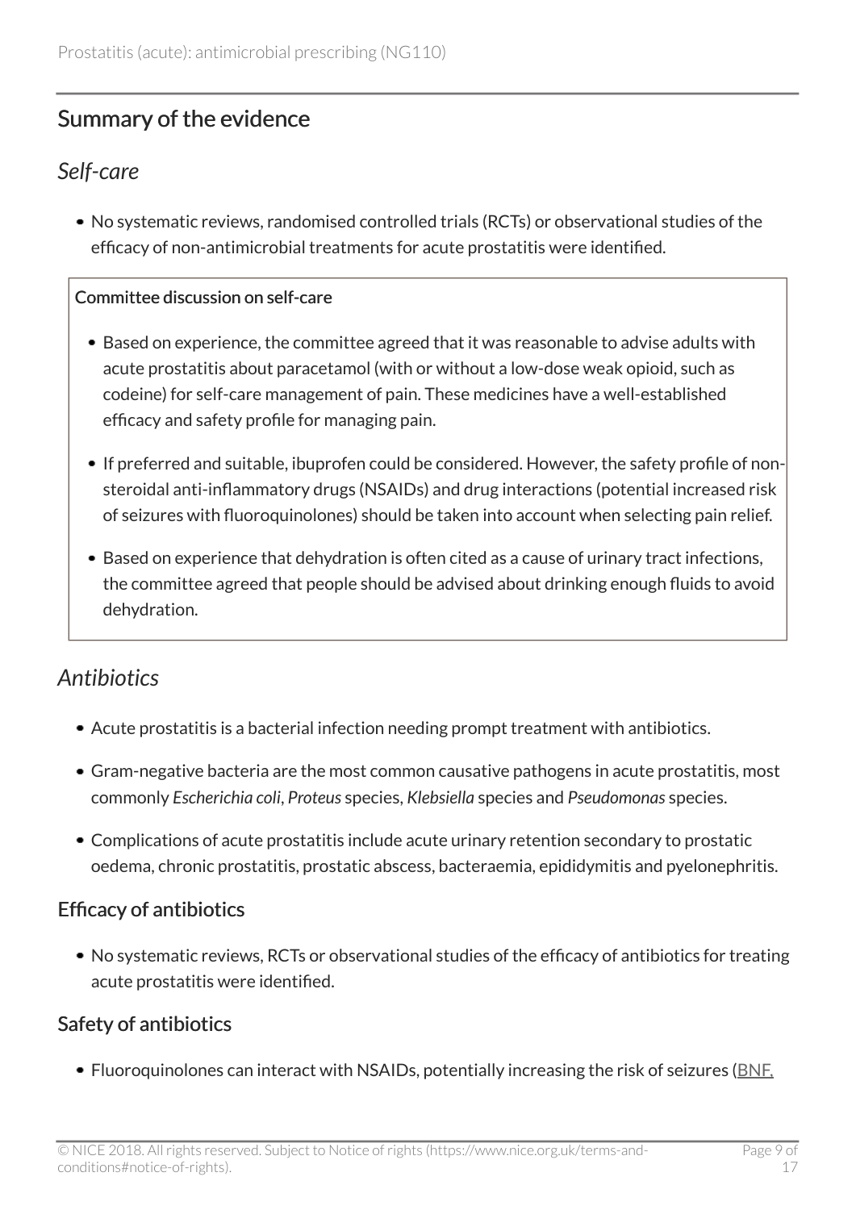## Summary of the evidence

### *Self-care*

- No systematic reviews, randomised controlled trials (RCTs) or observational studies of the efficacy of non-antimicrobial treatments for acute prostatitis were identified.

> **Committee discussion on self-care**
>
> - Based on experience, the committee agreed that it was reasonable to advise adults with acute prostatitis about paracetamol (with or without a low-dose weak opioid, such as codeine) for self-care management of pain. These medicines have a well-established efficacy and safety profile for managing pain.
> - If preferred and suitable, ibuprofen could be considered. However, the safety profile of non-steroidal anti-inflammatory drugs (NSAIDs) and drug interactions (potential increased risk of seizures with fluoroquinolones) should be taken into account when selecting pain relief.
> - Based on experience that dehydration is often cited as a cause of urinary tract infections, the committee agreed that people should be advised about drinking enough fluids to avoid dehydration.

### *Antibiotics*

- Acute prostatitis is a bacterial infection needing prompt treatment with antibiotics.
- Gram-negative bacteria are the most common causative pathogens in acute prostatitis, most commonly *Escherichia coli*, *Proteus* species, *Klebsiella* species and *Pseudomonas* species.
- Complications of acute prostatitis include acute urinary retention secondary to prostatic oedema, chronic prostatitis, prostatic abscess, bacteraemia, epididymitis and pyelonephritis.

#### Efficacy of antibiotics

- No systematic reviews, RCTs or observational studies of the efficacy of antibiotics for treating acute prostatitis were identified.

#### Safety of antibiotics

- Fluoroquinolones can interact with NSAIDs, potentially increasing the risk of seizures (BNF,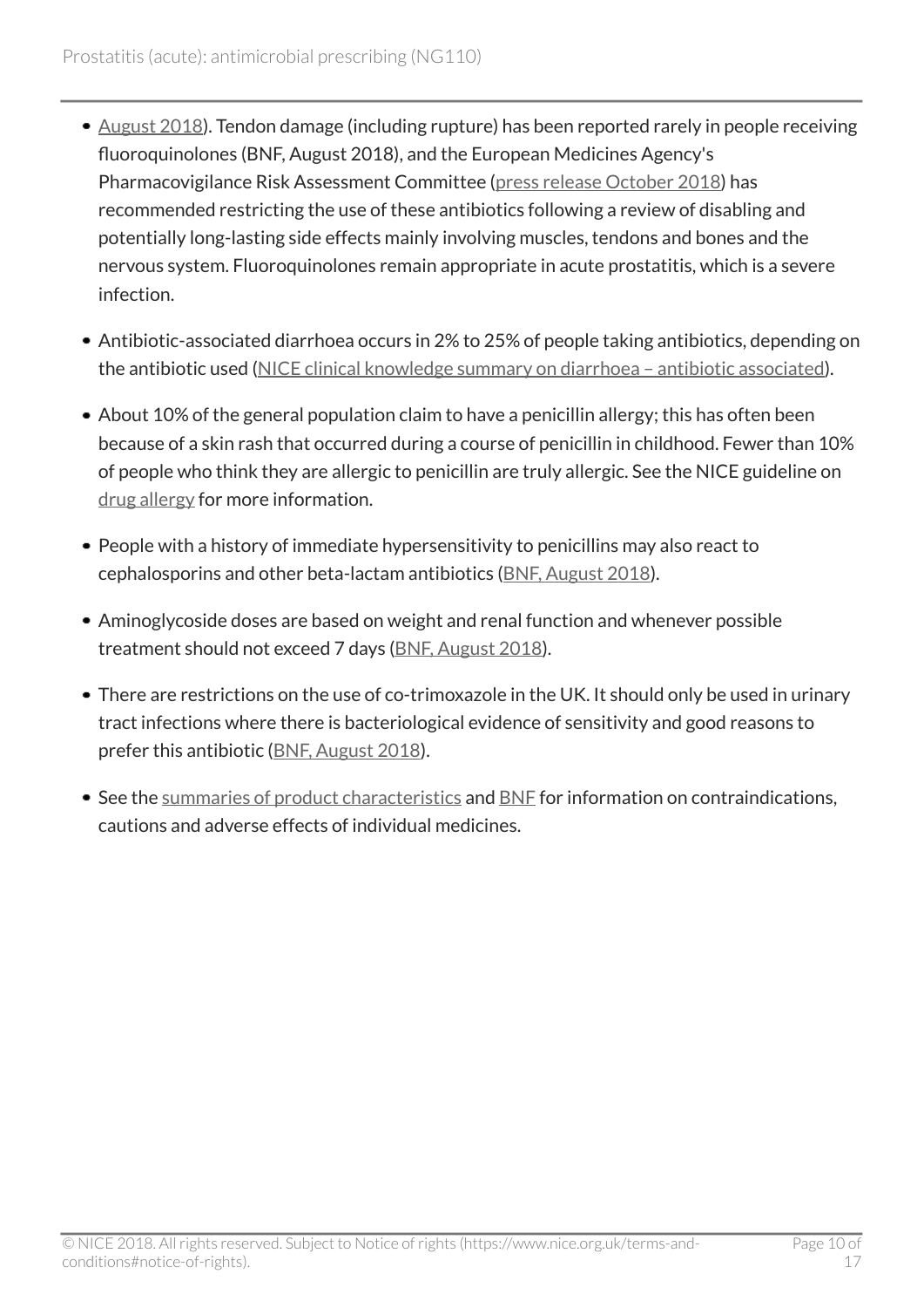- August 2018). Tendon damage (including rupture) has been reported rarely in people receiving fluoroquinolones (BNF, August 2018), and the European Medicines Agency's Pharmacovigilance Risk Assessment Committee (press release October 2018) has recommended restricting the use of these antibiotics following a review of disabling and potentially long-lasting side effects mainly involving muscles, tendons and bones and the nervous system. Fluoroquinolones remain appropriate in acute prostatitis, which is a severe infection.
- Antibiotic-associated diarrhoea occurs in 2% to 25% of people taking antibiotics, depending on the antibiotic used (NICE clinical knowledge summary on diarrhoea – antibiotic associated).
- About 10% of the general population claim to have a penicillin allergy; this has often been because of a skin rash that occurred during a course of penicillin in childhood. Fewer than 10% of people who think they are allergic to penicillin are truly allergic. See the NICE guideline on drug allergy for more information.
- People with a history of immediate hypersensitivity to penicillins may also react to cephalosporins and other beta-lactam antibiotics (BNF, August 2018).
- Aminoglycoside doses are based on weight and renal function and whenever possible treatment should not exceed 7 days (BNF, August 2018).
- There are restrictions on the use of co-trimoxazole in the UK. It should only be used in urinary tract infections where there is bacteriological evidence of sensitivity and good reasons to prefer this antibiotic (BNF, August 2018).
- See the summaries of product characteristics and BNF for information on contraindications, cautions and adverse effects of individual medicines.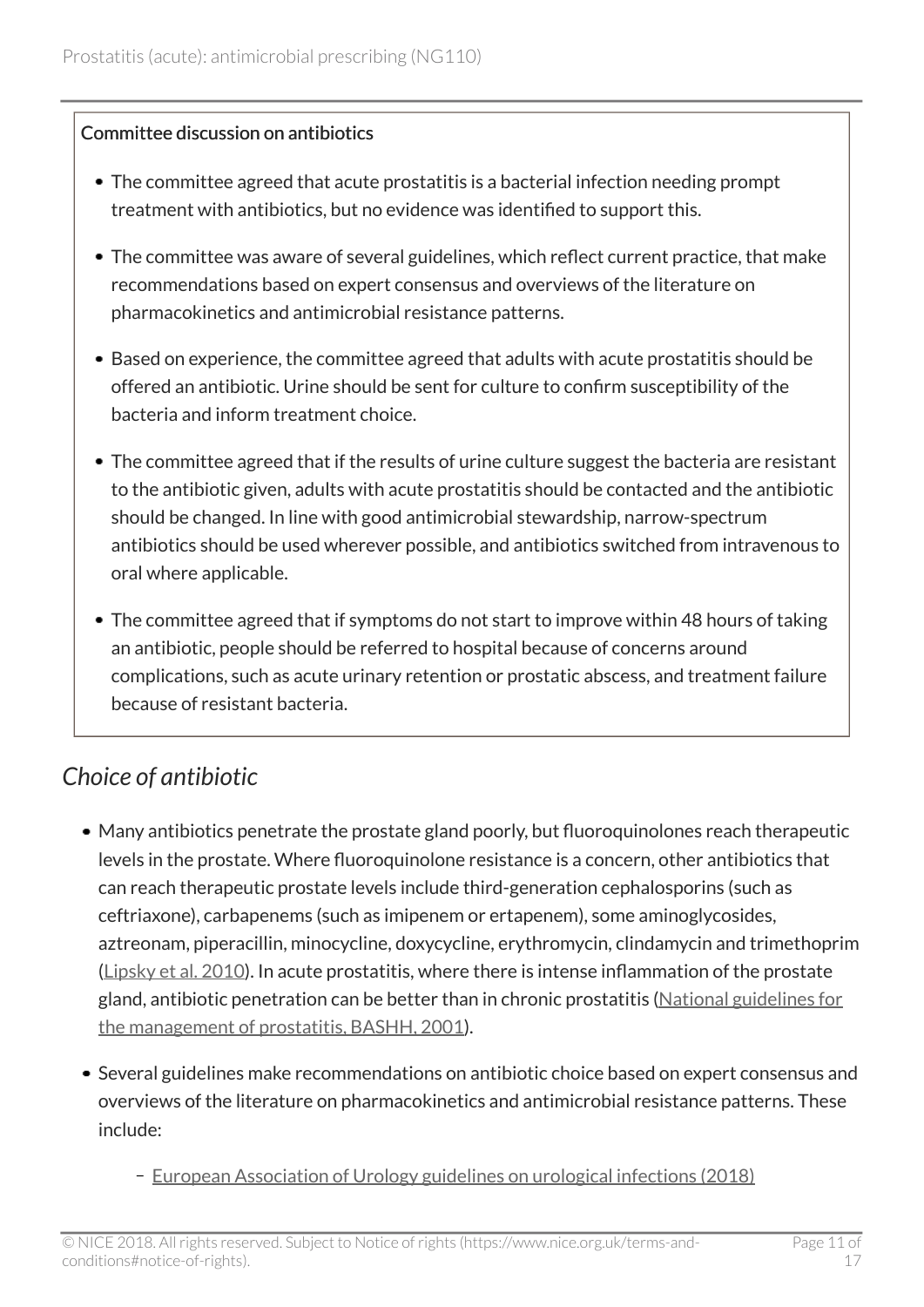**Committee discussion on antibiotics**

- The committee agreed that acute prostatitis is a bacterial infection needing prompt treatment with antibiotics, but no evidence was identified to support this.
- The committee was aware of several guidelines, which reflect current practice, that make recommendations based on expert consensus and overviews of the literature on pharmacokinetics and antimicrobial resistance patterns.
- Based on experience, the committee agreed that adults with acute prostatitis should be offered an antibiotic. Urine should be sent for culture to confirm susceptibility of the bacteria and inform treatment choice.
- The committee agreed that if the results of urine culture suggest the bacteria are resistant to the antibiotic given, adults with acute prostatitis should be contacted and the antibiotic should be changed. In line with good antimicrobial stewardship, narrow-spectrum antibiotics should be used wherever possible, and antibiotics switched from intravenous to oral where applicable.
- The committee agreed that if symptoms do not start to improve within 48 hours of taking an antibiotic, people should be referred to hospital because of concerns around complications, such as acute urinary retention or prostatic abscess, and treatment failure because of resistant bacteria.

### *Choice of antibiotic*

- Many antibiotics penetrate the prostate gland poorly, but fluoroquinolones reach therapeutic levels in the prostate. Where fluoroquinolone resistance is a concern, other antibiotics that can reach therapeutic prostate levels include third-generation cephalosporins (such as ceftriaxone), carbapenems (such as imipenem or ertapenem), some aminoglycosides, aztreonam, piperacillin, minocycline, doxycycline, erythromycin, clindamycin and trimethoprim (Lipsky et al. 2010). In acute prostatitis, where there is intense inflammation of the prostate gland, antibiotic penetration can be better than in chronic prostatitis (National guidelines for the management of prostatitis, BASHH, 2001).
- Several guidelines make recommendations on antibiotic choice based on expert consensus and overviews of the literature on pharmacokinetics and antimicrobial resistance patterns. These include:
  - European Association of Urology guidelines on urological infections (2018)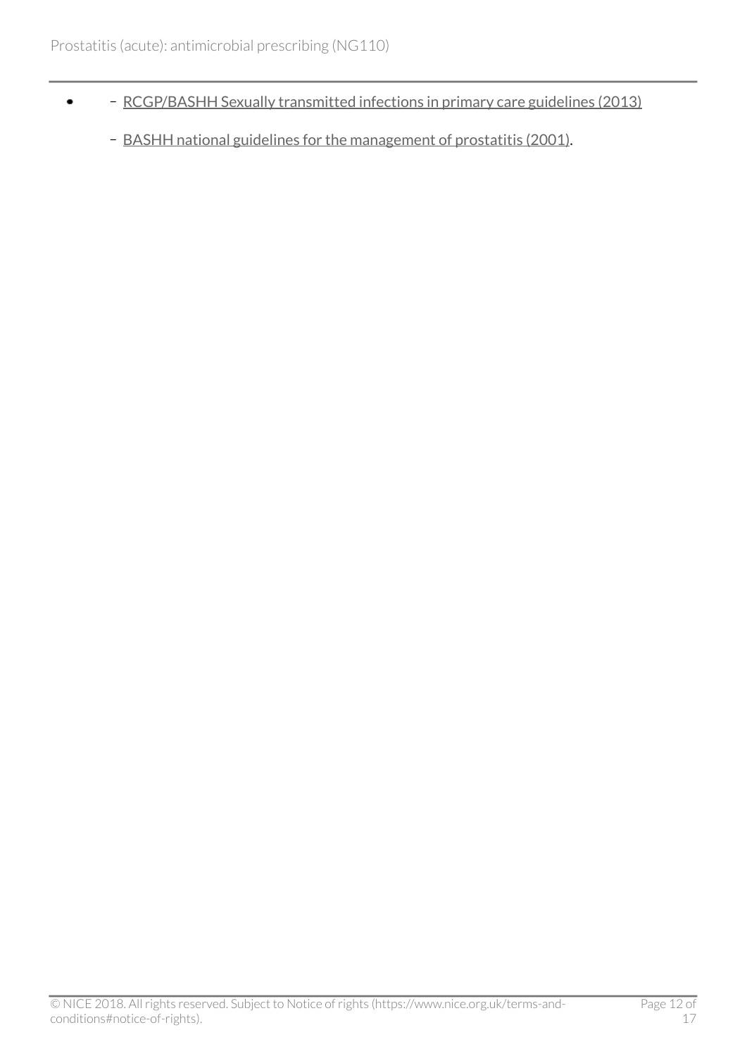- - RCGP/BASHH Sexually transmitted infections in primary care guidelines (2013)
  - BASHH national guidelines for the management of prostatitis (2001).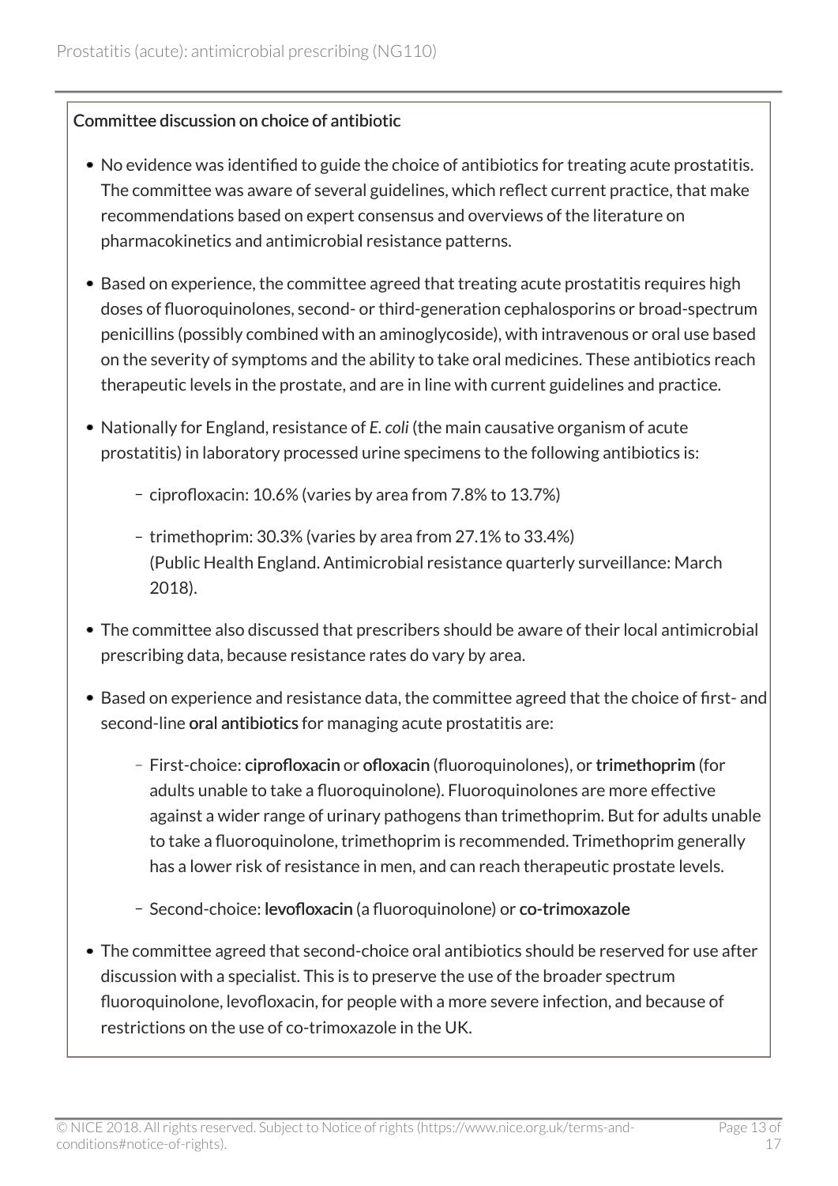### Committee discussion on choice of antibiotic

- No evidence was identified to guide the choice of antibiotics for treating acute prostatitis. The committee was aware of several guidelines, which reflect current practice, that make recommendations based on expert consensus and overviews of the literature on pharmacokinetics and antimicrobial resistance patterns.
- Based on experience, the committee agreed that treating acute prostatitis requires high doses of fluoroquinolones, second- or third-generation cephalosporins or broad-spectrum penicillins (possibly combined with an aminoglycoside), with intravenous or oral use based on the severity of symptoms and the ability to take oral medicines. These antibiotics reach therapeutic levels in the prostate, and are in line with current guidelines and practice.
- Nationally for England, resistance of *E. coli* (the main causative organism of acute prostatitis) in laboratory processed urine specimens to the following antibiotics is:
  - ciprofloxacin: 10.6% (varies by area from 7.8% to 13.7%)
  - trimethoprim: 30.3% (varies by area from 27.1% to 33.4%) (Public Health England. Antimicrobial resistance quarterly surveillance: March 2018).
- The committee also discussed that prescribers should be aware of their local antimicrobial prescribing data, because resistance rates do vary by area.
- Based on experience and resistance data, the committee agreed that the choice of first- and second-line **oral antibiotics** for managing acute prostatitis are:
  - First-choice: **ciprofloxacin** or **ofloxacin** (fluoroquinolones), or **trimethoprim** (for adults unable to take a fluoroquinolone). Fluoroquinolones are more effective against a wider range of urinary pathogens than trimethoprim. But for adults unable to take a fluoroquinolone, trimethoprim is recommended. Trimethoprim generally has a lower risk of resistance in men, and can reach therapeutic prostate levels.
  - Second-choice: **levofloxacin** (a fluoroquinolone) or **co-trimoxazole**
- The committee agreed that second-choice oral antibiotics should be reserved for use after discussion with a specialist. This is to preserve the use of the broader spectrum fluoroquinolone, levofloxacin, for people with a more severe infection, and because of restrictions on the use of co-trimoxazole in the UK.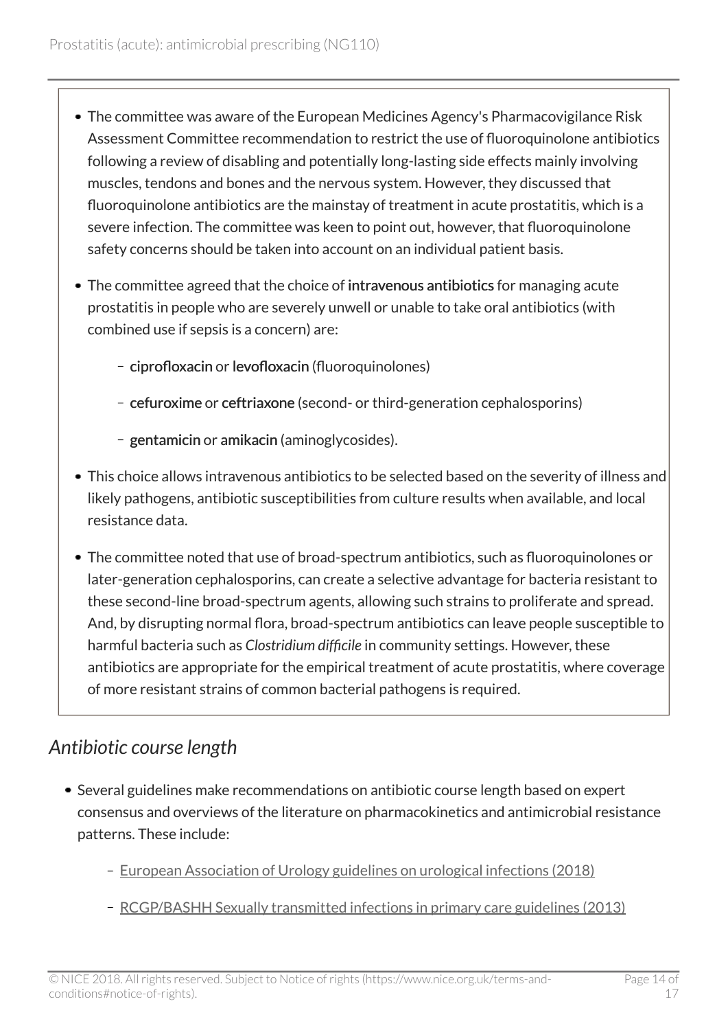- The committee was aware of the European Medicines Agency's Pharmacovigilance Risk Assessment Committee recommendation to restrict the use of fluoroquinolone antibiotics following a review of disabling and potentially long-lasting side effects mainly involving muscles, tendons and bones and the nervous system. However, they discussed that fluoroquinolone antibiotics are the mainstay of treatment in acute prostatitis, which is a severe infection. The committee was keen to point out, however, that fluoroquinolone safety concerns should be taken into account on an individual patient basis.
- The committee agreed that the choice of **intravenous antibiotics** for managing acute prostatitis in people who are severely unwell or unable to take oral antibiotics (with combined use if sepsis is a concern) are:
  - **ciprofloxacin** or **levofloxacin** (fluoroquinolones)
  - **cefuroxime** or **ceftriaxone** (second- or third-generation cephalosporins)
  - **gentamicin** or **amikacin** (aminoglycosides).
- This choice allows intravenous antibiotics to be selected based on the severity of illness and likely pathogens, antibiotic susceptibilities from culture results when available, and local resistance data.
- The committee noted that use of broad-spectrum antibiotics, such as fluoroquinolones or later-generation cephalosporins, can create a selective advantage for bacteria resistant to these second-line broad-spectrum agents, allowing such strains to proliferate and spread. And, by disrupting normal flora, broad-spectrum antibiotics can leave people susceptible to harmful bacteria such as *Clostridium difficile* in community settings. However, these antibiotics are appropriate for the empirical treatment of acute prostatitis, where coverage of more resistant strains of common bacterial pathogens is required.

## *Antibiotic course length*

- Several guidelines make recommendations on antibiotic course length based on expert consensus and overviews of the literature on pharmacokinetics and antimicrobial resistance patterns. These include:
  - European Association of Urology guidelines on urological infections (2018)
  - RCGP/BASHH Sexually transmitted infections in primary care guidelines (2013)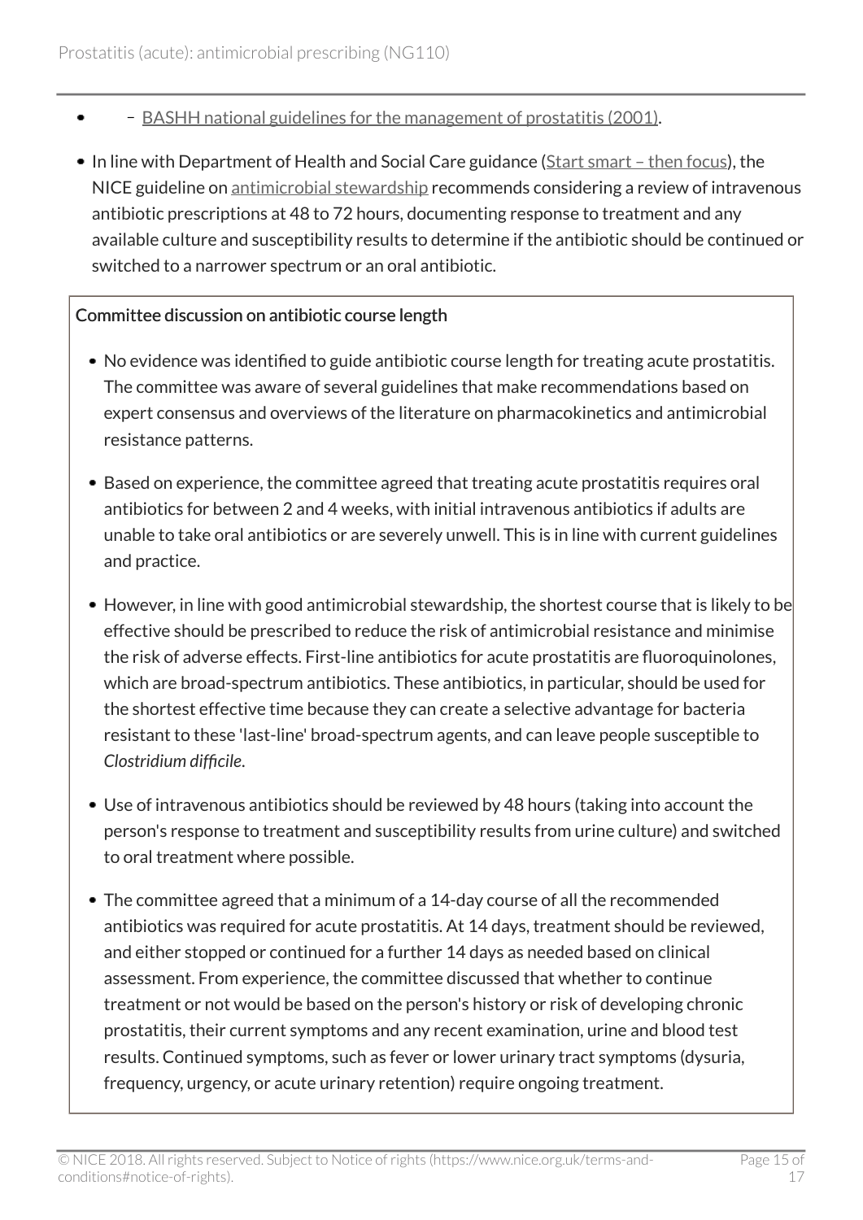- – BASHH national guidelines for the management of prostatitis (2001).

- In line with Department of Health and Social Care guidance (Start smart – then focus), the NICE guideline on antimicrobial stewardship recommends considering a review of intravenous antibiotic prescriptions at 48 to 72 hours, documenting response to treatment and any available culture and susceptibility results to determine if the antibiotic should be continued or switched to a narrower spectrum or an oral antibiotic.

Committee discussion on antibiotic course length

- No evidence was identified to guide antibiotic course length for treating acute prostatitis. The committee was aware of several guidelines that make recommendations based on expert consensus and overviews of the literature on pharmacokinetics and antimicrobial resistance patterns.
- Based on experience, the committee agreed that treating acute prostatitis requires oral antibiotics for between 2 and 4 weeks, with initial intravenous antibiotics if adults are unable to take oral antibiotics or are severely unwell. This is in line with current guidelines and practice.
- However, in line with good antimicrobial stewardship, the shortest course that is likely to be effective should be prescribed to reduce the risk of antimicrobial resistance and minimise the risk of adverse effects. First-line antibiotics for acute prostatitis are fluoroquinolones, which are broad-spectrum antibiotics. These antibiotics, in particular, should be used for the shortest effective time because they can create a selective advantage for bacteria resistant to these 'last-line' broad-spectrum agents, and can leave people susceptible to *Clostridium difficile*.
- Use of intravenous antibiotics should be reviewed by 48 hours (taking into account the person's response to treatment and susceptibility results from urine culture) and switched to oral treatment where possible.
- The committee agreed that a minimum of a 14-day course of all the recommended antibiotics was required for acute prostatitis. At 14 days, treatment should be reviewed, and either stopped or continued for a further 14 days as needed based on clinical assessment. From experience, the committee discussed that whether to continue treatment or not would be based on the person's history or risk of developing chronic prostatitis, their current symptoms and any recent examination, urine and blood test results. Continued symptoms, such as fever or lower urinary tract symptoms (dysuria, frequency, urgency, or acute urinary retention) require ongoing treatment.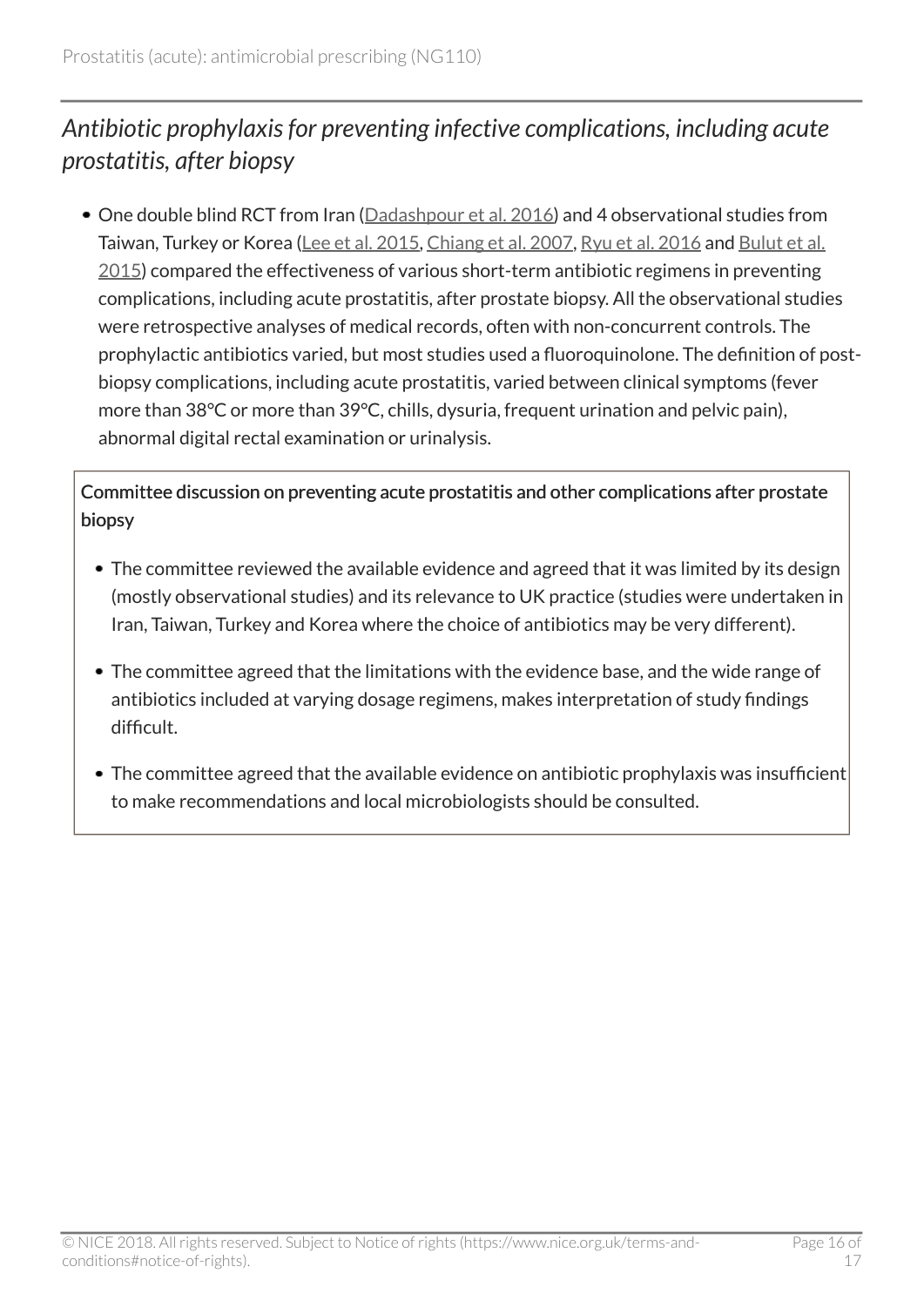### *Antibiotic prophylaxis for preventing infective complications, including acute prostatitis, after biopsy*

- One double blind RCT from Iran (Dadashpour et al. 2016) and 4 observational studies from Taiwan, Turkey or Korea (Lee et al. 2015, Chiang et al. 2007, Ryu et al. 2016 and Bulut et al. 2015) compared the effectiveness of various short-term antibiotic regimens in preventing complications, including acute prostatitis, after prostate biopsy. All the observational studies were retrospective analyses of medical records, often with non-concurrent controls. The prophylactic antibiotics varied, but most studies used a fluoroquinolone. The definition of post-biopsy complications, including acute prostatitis, varied between clinical symptoms (fever more than 38°C or more than 39°C, chills, dysuria, frequent urination and pelvic pain), abnormal digital rectal examination or urinalysis.

**Committee discussion on preventing acute prostatitis and other complications after prostate biopsy**

- The committee reviewed the available evidence and agreed that it was limited by its design (mostly observational studies) and its relevance to UK practice (studies were undertaken in Iran, Taiwan, Turkey and Korea where the choice of antibiotics may be very different).
- The committee agreed that the limitations with the evidence base, and the wide range of antibiotics included at varying dosage regimens, makes interpretation of study findings difficult.
- The committee agreed that the available evidence on antibiotic prophylaxis was insufficient to make recommendations and local microbiologists should be consulted.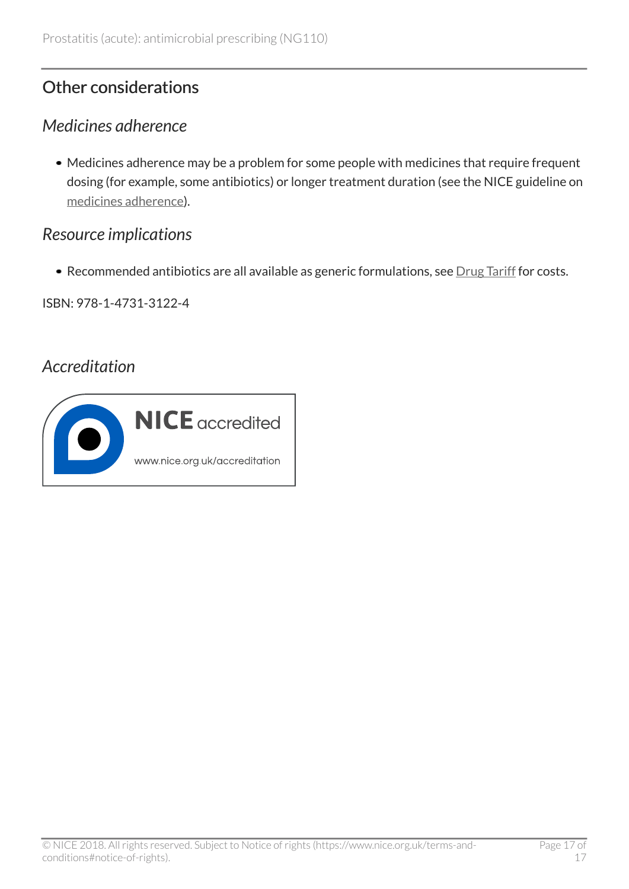## Other considerations

### *Medicines adherence*

- Medicines adherence may be a problem for some people with medicines that require frequent dosing (for example, some antibiotics) or longer treatment duration (see the NICE guideline on medicines adherence).

### *Resource implications*

- Recommended antibiotics are all available as generic formulations, see Drug Tariff for costs.

ISBN: 978-1-4731-3122-4

### *Accreditation*

NICE accredited

www.nice.org.uk/accreditation